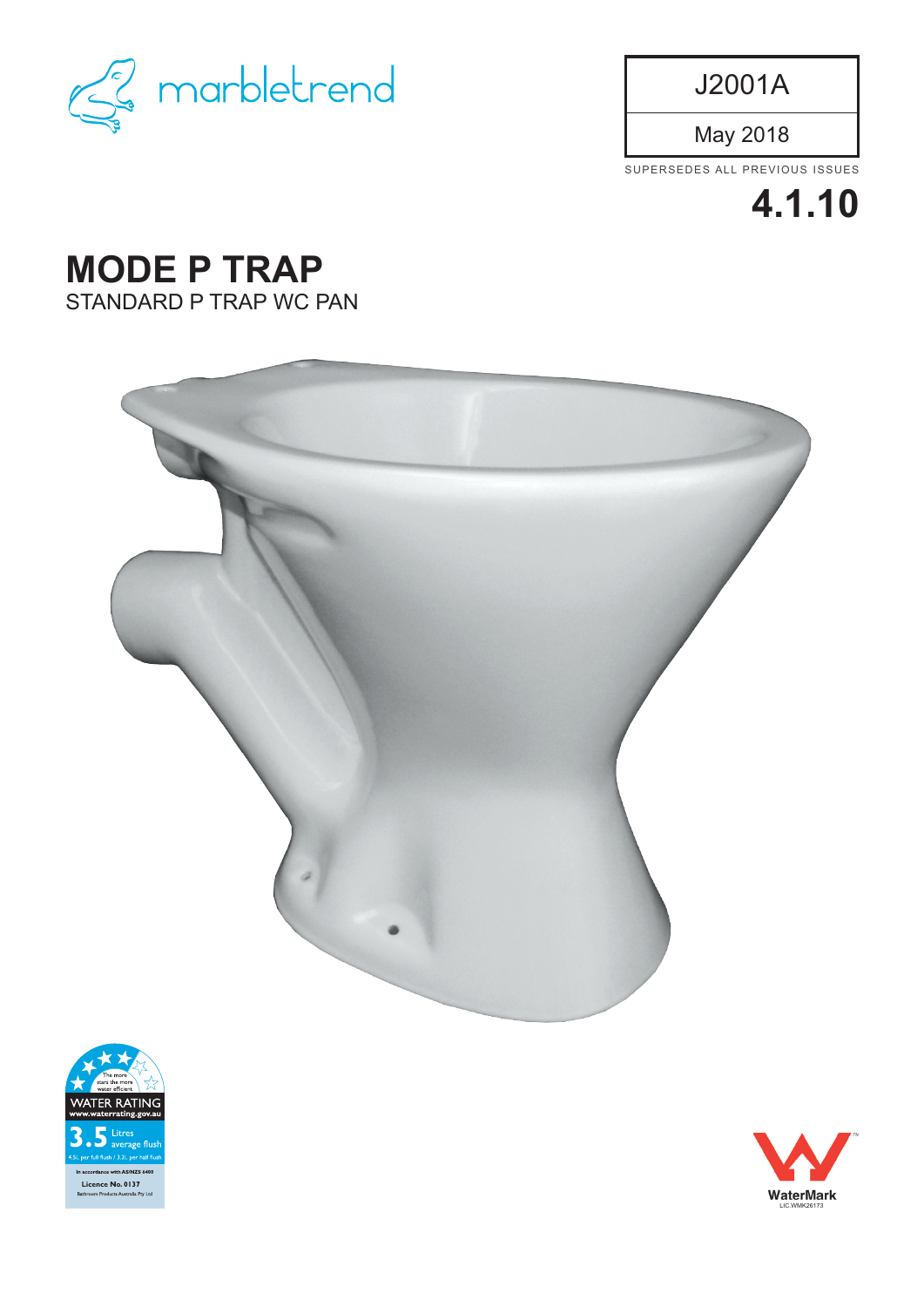marbletrend

| J2001A |
| --- |
| May 2018 |

SUPERSEDES ALL PREVIOUS ISSUES

**4.1.10**

# MODE P TRAP

STANDARD P TRAP WC PAN

The more stars the more water efficient

WATER RATING
www.waterrating.gov.au

**3.5** Litres average flush

4.5L per full flush / 3.3L per half flush

In accordance with AS/NZS 6400

**Licence No. 0137**

Bathroom Products Australia Pty Ltd

WaterMark
LIC.WMK26173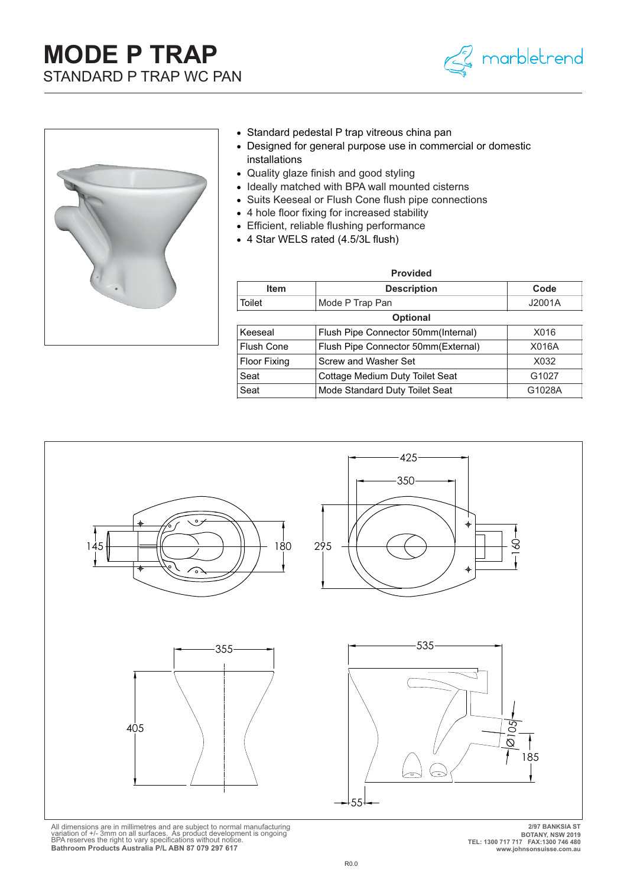# MODE P TRAP

STANDARD P TRAP WC PAN

marbletrend

- Standard pedestal P trap vitreous china pan
- Designed for general purpose use in commercial or domestic installations
- Quality glaze finish and good styling
- Ideally matched with BPA wall mounted cisterns
- Suits Keeseal or Flush Cone flush pipe connections
- 4 hole floor fixing for increased stability
- Efficient, reliable flushing performance
- 4 Star WELS rated (4.5/3L flush)

**Provided**

| Item | Description | Code |
|---|---|---|
| Toilet | Mode P Trap Pan | J2001A |
| **Optional** | | |
| Keeseal | Flush Pipe Connector 50mm(Internal) | X016 |
| Flush Cone | Flush Pipe Connector 50mm(External) | X016A |
| Floor Fixing | Screw and Washer Set | X032 |
| Seat | Cottage Medium Duty Toilet Seat | G1027 |
| Seat | Mode Standard Duty Toilet Seat | G1028A |

145
180
425
350
295
160
355
405
535
Ø105
185
55

All dimensions are in millimetres and are subject to normal manufacturing variation of +/- 3mm on all surfaces. As product development is ongoing BPA reserves the right to vary specifications without notice.
**Bathroom Products Australia P/L ABN 87 079 297 617**

**2/97 BANKSIA ST**
**BOTANY, NSW 2019**
**TEL: 1300 717 717 FAX:1300 746 480**
**www.johnsonsuisse.com.au**

R0.0